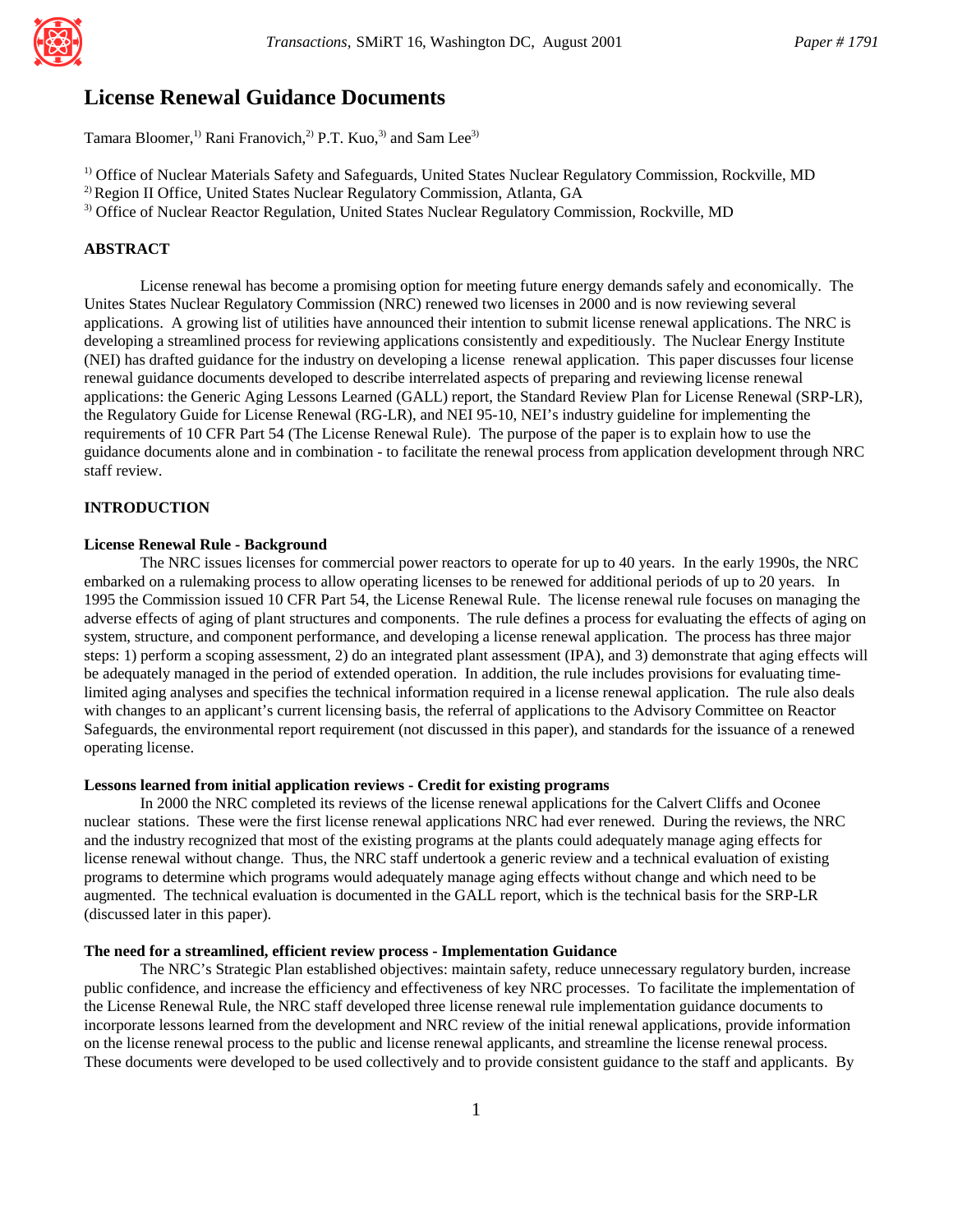# License Renewal Guidance Documents

Tamara Bloomer,[1] Rani Franovich,[2] P.T. Kuo,[3] and Sam Lee[3]

[1] Office of Nuclear Materials Safety and Safeguards, United States Nuclear Regulatory Commission, Rockville, MD
[2] Region II Office, United States Nuclear Regulatory Commission, Atlanta, GA
[3] Office of Nuclear Reactor Regulation, United States Nuclear Regulatory Commission, Rockville, MD

## ABSTRACT

License renewal has become a promising option for meeting future energy demands safely and economically. The Unites States Nuclear Regulatory Commission (NRC) renewed two licenses in 2000 and is now reviewing several applications. A growing list of utilities have announced their intention to submit license renewal applications. The NRC is developing a streamlined process for reviewing applications consistently and expeditiously. The Nuclear Energy Institute (NEI) has drafted guidance for the industry on developing a license renewal application. This paper discusses four license renewal guidance documents developed to describe interrelated aspects of preparing and reviewing license renewal applications: the Generic Aging Lessons Learned (GALL) report, the Standard Review Plan for License Renewal (SRP-LR), the Regulatory Guide for License Renewal (RG-LR), and NEI 95-10, NEI's industry guideline for implementing the requirements of 10 CFR Part 54 (The License Renewal Rule). The purpose of the paper is to explain how to use the guidance documents alone and in combination - to facilitate the renewal process from application development through NRC staff review.

## INTRODUCTION

### License Renewal Rule - Background

The NRC issues licenses for commercial power reactors to operate for up to 40 years. In the early 1990s, the NRC embarked on a rulemaking process to allow operating licenses to be renewed for additional periods of up to 20 years. In 1995 the Commission issued 10 CFR Part 54, the License Renewal Rule. The license renewal rule focuses on managing the adverse effects of aging of plant structures and components. The rule defines a process for evaluating the effects of aging on system, structure, and component performance, and developing a license renewal application. The process has three major steps: 1) perform a scoping assessment, 2) do an integrated plant assessment (IPA), and 3) demonstrate that aging effects will be adequately managed in the period of extended operation. In addition, the rule includes provisions for evaluating time-limited aging analyses and specifies the technical information required in a license renewal application. The rule also deals with changes to an applicant's current licensing basis, the referral of applications to the Advisory Committee on Reactor Safeguards, the environmental report requirement (not discussed in this paper), and standards for the issuance of a renewed operating license.

### Lessons learned from initial application reviews - Credit for existing programs

In 2000 the NRC completed its reviews of the license renewal applications for the Calvert Cliffs and Oconee nuclear stations. These were the first license renewal applications NRC had ever renewed. During the reviews, the NRC and the industry recognized that most of the existing programs at the plants could adequately manage aging effects for license renewal without change. Thus, the NRC staff undertook a generic review and a technical evaluation of existing programs to determine which programs would adequately manage aging effects without change and which need to be augmented. The technical evaluation is documented in the GALL report, which is the technical basis for the SRP-LR (discussed later in this paper).

### The need for a streamlined, efficient review process - Implementation Guidance

The NRC's Strategic Plan established objectives: maintain safety, reduce unnecessary regulatory burden, increase public confidence, and increase the efficiency and effectiveness of key NRC processes. To facilitate the implementation of the License Renewal Rule, the NRC staff developed three license renewal rule implementation guidance documents to incorporate lessons learned from the development and NRC review of the initial renewal applications, provide information on the license renewal process to the public and license renewal applicants, and streamline the license renewal process. These documents were developed to be used collectively and to provide consistent guidance to the staff and applicants. By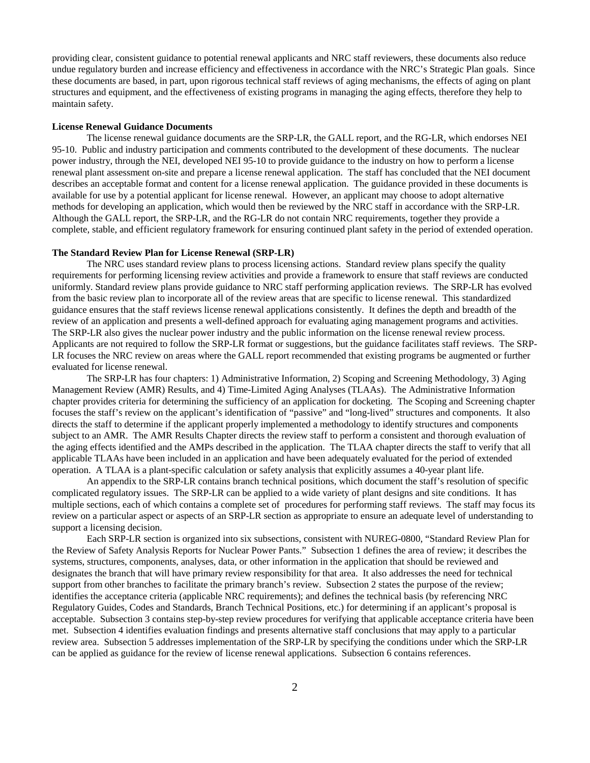providing clear, consistent guidance to potential renewal applicants and NRC staff reviewers, these documents also reduce undue regulatory burden and increase efficiency and effectiveness in accordance with the NRC's Strategic Plan goals. Since these documents are based, in part, upon rigorous technical staff reviews of aging mechanisms, the effects of aging on plant structures and equipment, and the effectiveness of existing programs in managing the aging effects, therefore they help to maintain safety.

**License Renewal Guidance Documents**

The license renewal guidance documents are the SRP-LR, the GALL report, and the RG-LR, which endorses NEI 95-10. Public and industry participation and comments contributed to the development of these documents. The nuclear power industry, through the NEI, developed NEI 95-10 to provide guidance to the industry on how to perform a license renewal plant assessment on-site and prepare a license renewal application. The staff has concluded that the NEI document describes an acceptable format and content for a license renewal application. The guidance provided in these documents is available for use by a potential applicant for license renewal. However, an applicant may choose to adopt alternative methods for developing an application, which would then be reviewed by the NRC staff in accordance with the SRP-LR. Although the GALL report, the SRP-LR, and the RG-LR do not contain NRC requirements, together they provide a complete, stable, and efficient regulatory framework for ensuring continued plant safety in the period of extended operation.

**The Standard Review Plan for License Renewal (SRP-LR)**

The NRC uses standard review plans to process licensing actions. Standard review plans specify the quality requirements for performing licensing review activities and provide a framework to ensure that staff reviews are conducted uniformly. Standard review plans provide guidance to NRC staff performing application reviews. The SRP-LR has evolved from the basic review plan to incorporate all of the review areas that are specific to license renewal. This standardized guidance ensures that the staff reviews license renewal applications consistently. It defines the depth and breadth of the review of an application and presents a well-defined approach for evaluating aging management programs and activities. The SRP-LR also gives the nuclear power industry and the public information on the license renewal review process. Applicants are not required to follow the SRP-LR format or suggestions, but the guidance facilitates staff reviews. The SRP-LR focuses the NRC review on areas where the GALL report recommended that existing programs be augmented or further evaluated for license renewal.

The SRP-LR has four chapters: 1) Administrative Information, 2) Scoping and Screening Methodology, 3) Aging Management Review (AMR) Results, and 4) Time-Limited Aging Analyses (TLAAs). The Administrative Information chapter provides criteria for determining the sufficiency of an application for docketing. The Scoping and Screening chapter focuses the staff's review on the applicant's identification of "passive" and "long-lived" structures and components. It also directs the staff to determine if the applicant properly implemented a methodology to identify structures and components subject to an AMR. The AMR Results Chapter directs the review staff to perform a consistent and thorough evaluation of the aging effects identified and the AMPs described in the application. The TLAA chapter directs the staff to verify that all applicable TLAAs have been included in an application and have been adequately evaluated for the period of extended operation. A TLAA is a plant-specific calculation or safety analysis that explicitly assumes a 40-year plant life.

An appendix to the SRP-LR contains branch technical positions, which document the staff's resolution of specific complicated regulatory issues. The SRP-LR can be applied to a wide variety of plant designs and site conditions. It has multiple sections, each of which contains a complete set of procedures for performing staff reviews. The staff may focus its review on a particular aspect or aspects of an SRP-LR section as appropriate to ensure an adequate level of understanding to support a licensing decision.

Each SRP-LR section is organized into six subsections, consistent with NUREG-0800, "Standard Review Plan for the Review of Safety Analysis Reports for Nuclear Power Pants." Subsection 1 defines the area of review; it describes the systems, structures, components, analyses, data, or other information in the application that should be reviewed and designates the branch that will have primary review responsibility for that area. It also addresses the need for technical support from other branches to facilitate the primary branch's review. Subsection 2 states the purpose of the review; identifies the acceptance criteria (applicable NRC requirements); and defines the technical basis (by referencing NRC Regulatory Guides, Codes and Standards, Branch Technical Positions, etc.) for determining if an applicant's proposal is acceptable. Subsection 3 contains step-by-step review procedures for verifying that applicable acceptance criteria have been met. Subsection 4 identifies evaluation findings and presents alternative staff conclusions that may apply to a particular review area. Subsection 5 addresses implementation of the SRP-LR by specifying the conditions under which the SRP-LR can be applied as guidance for the review of license renewal applications. Subsection 6 contains references.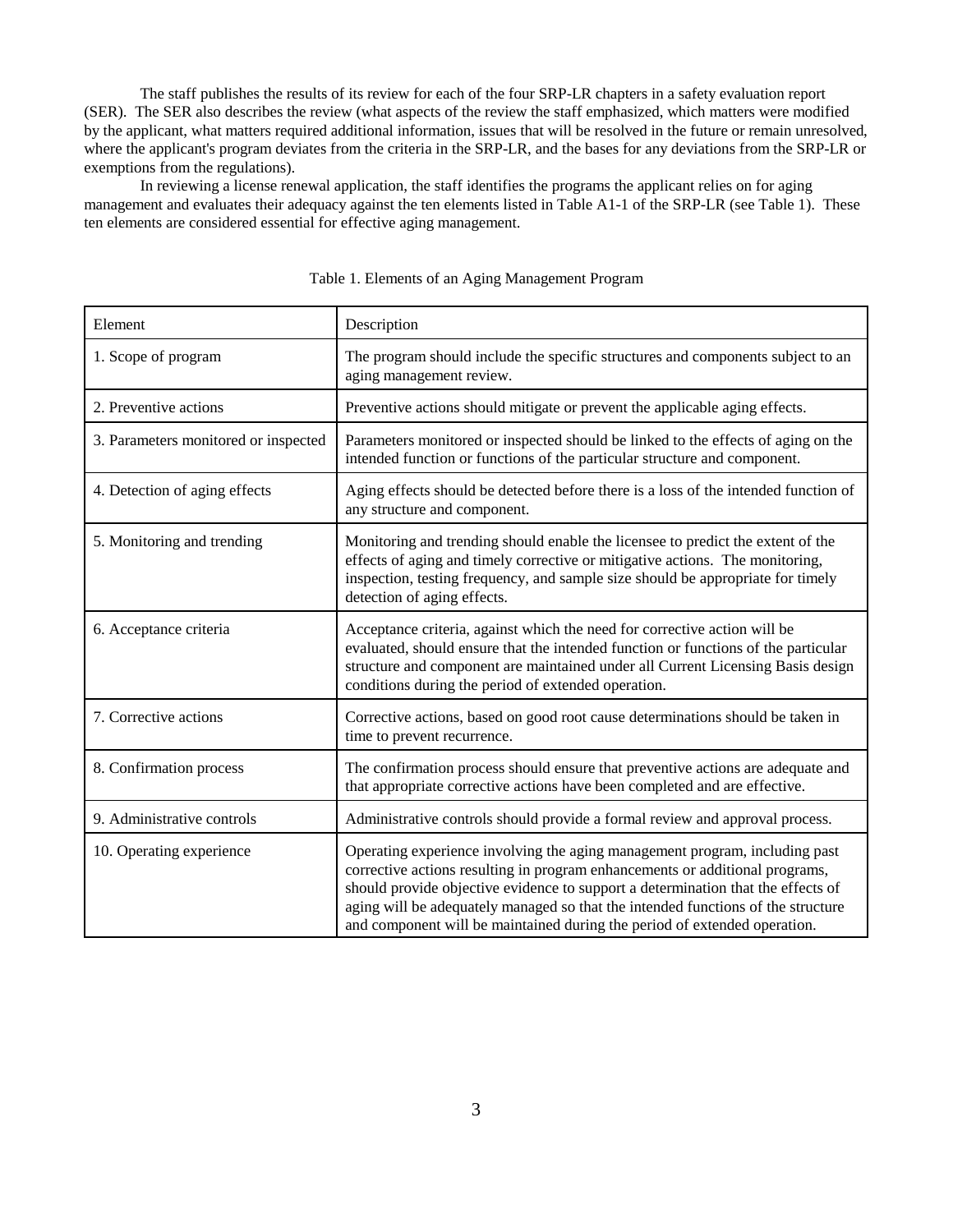The staff publishes the results of its review for each of the four SRP-LR chapters in a safety evaluation report (SER). The SER also describes the review (what aspects of the review the staff emphasized, which matters were modified by the applicant, what matters required additional information, issues that will be resolved in the future or remain unresolved, where the applicant's program deviates from the criteria in the SRP-LR, and the bases for any deviations from the SRP-LR or exemptions from the regulations).

In reviewing a license renewal application, the staff identifies the programs the applicant relies on for aging management and evaluates their adequacy against the ten elements listed in Table A1-1 of the SRP-LR (see Table 1). These ten elements are considered essential for effective aging management.

Table 1. Elements of an Aging Management Program

| Element | Description |
|---|---|
| 1. Scope of program | The program should include the specific structures and components subject to an aging management review. |
| 2. Preventive actions | Preventive actions should mitigate or prevent the applicable aging effects. |
| 3. Parameters monitored or inspected | Parameters monitored or inspected should be linked to the effects of aging on the intended function or functions of the particular structure and component. |
| 4. Detection of aging effects | Aging effects should be detected before there is a loss of the intended function of any structure and component. |
| 5. Monitoring and trending | Monitoring and trending should enable the licensee to predict the extent of the effects of aging and timely corrective or mitigative actions. The monitoring, inspection, testing frequency, and sample size should be appropriate for timely detection of aging effects. |
| 6. Acceptance criteria | Acceptance criteria, against which the need for corrective action will be evaluated, should ensure that the intended function or functions of the particular structure and component are maintained under all Current Licensing Basis design conditions during the period of extended operation. |
| 7. Corrective actions | Corrective actions, based on good root cause determinations should be taken in time to prevent recurrence. |
| 8. Confirmation process | The confirmation process should ensure that preventive actions are adequate and that appropriate corrective actions have been completed and are effective. |
| 9. Administrative controls | Administrative controls should provide a formal review and approval process. |
| 10. Operating experience | Operating experience involving the aging management program, including past corrective actions resulting in program enhancements or additional programs, should provide objective evidence to support a determination that the effects of aging will be adequately managed so that the intended functions of the structure and component will be maintained during the period of extended operation. |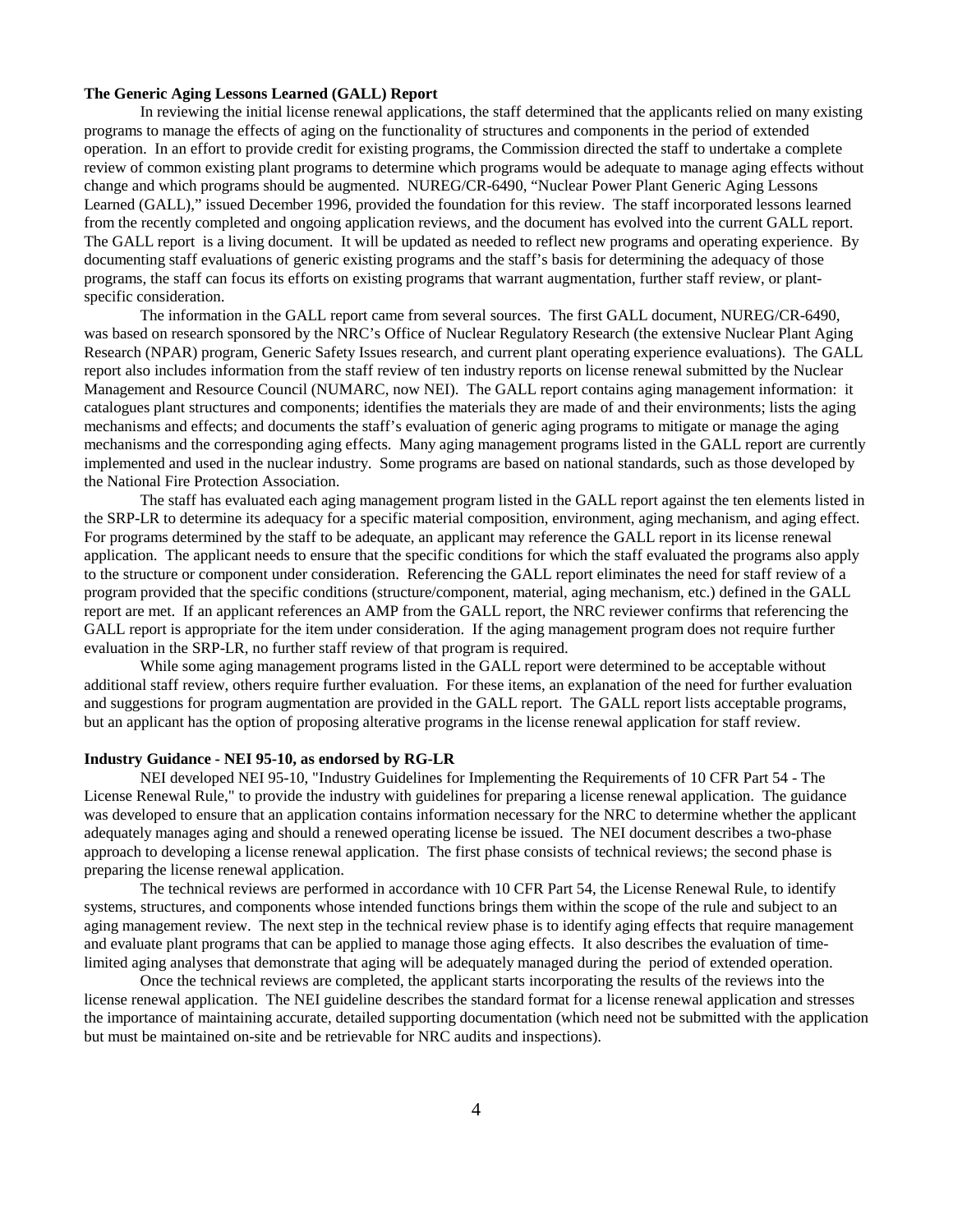**The Generic Aging Lessons Learned (GALL) Report**

In reviewing the initial license renewal applications, the staff determined that the applicants relied on many existing programs to manage the effects of aging on the functionality of structures and components in the period of extended operation. In an effort to provide credit for existing programs, the Commission directed the staff to undertake a complete review of common existing plant programs to determine which programs would be adequate to manage aging effects without change and which programs should be augmented. NUREG/CR-6490, "Nuclear Power Plant Generic Aging Lessons Learned (GALL)," issued December 1996, provided the foundation for this review. The staff incorporated lessons learned from the recently completed and ongoing application reviews, and the document has evolved into the current GALL report. The GALL report is a living document. It will be updated as needed to reflect new programs and operating experience. By documenting staff evaluations of generic existing programs and the staff's basis for determining the adequacy of those programs, the staff can focus its efforts on existing programs that warrant augmentation, further staff review, or plant-specific consideration.

The information in the GALL report came from several sources. The first GALL document, NUREG/CR-6490, was based on research sponsored by the NRC's Office of Nuclear Regulatory Research (the extensive Nuclear Plant Aging Research (NPAR) program, Generic Safety Issues research, and current plant operating experience evaluations). The GALL report also includes information from the staff review of ten industry reports on license renewal submitted by the Nuclear Management and Resource Council (NUMARC, now NEI). The GALL report contains aging management information: it catalogues plant structures and components; identifies the materials they are made of and their environments; lists the aging mechanisms and effects; and documents the staff's evaluation of generic aging programs to mitigate or manage the aging mechanisms and the corresponding aging effects. Many aging management programs listed in the GALL report are currently implemented and used in the nuclear industry. Some programs are based on national standards, such as those developed by the National Fire Protection Association.

The staff has evaluated each aging management program listed in the GALL report against the ten elements listed in the SRP-LR to determine its adequacy for a specific material composition, environment, aging mechanism, and aging effect. For programs determined by the staff to be adequate, an applicant may reference the GALL report in its license renewal application. The applicant needs to ensure that the specific conditions for which the staff evaluated the programs also apply to the structure or component under consideration. Referencing the GALL report eliminates the need for staff review of a program provided that the specific conditions (structure/component, material, aging mechanism, etc.) defined in the GALL report are met. If an applicant references an AMP from the GALL report, the NRC reviewer confirms that referencing the GALL report is appropriate for the item under consideration. If the aging management program does not require further evaluation in the SRP-LR, no further staff review of that program is required.

While some aging management programs listed in the GALL report were determined to be acceptable without additional staff review, others require further evaluation. For these items, an explanation of the need for further evaluation and suggestions for program augmentation are provided in the GALL report. The GALL report lists acceptable programs, but an applicant has the option of proposing alterative programs in the license renewal application for staff review.

**Industry Guidance - NEI 95-10, as endorsed by RG-LR**

NEI developed NEI 95-10, "Industry Guidelines for Implementing the Requirements of 10 CFR Part 54 - The License Renewal Rule," to provide the industry with guidelines for preparing a license renewal application. The guidance was developed to ensure that an application contains information necessary for the NRC to determine whether the applicant adequately manages aging and should a renewed operating license be issued. The NEI document describes a two-phase approach to developing a license renewal application. The first phase consists of technical reviews; the second phase is preparing the license renewal application.

The technical reviews are performed in accordance with 10 CFR Part 54, the License Renewal Rule, to identify systems, structures, and components whose intended functions brings them within the scope of the rule and subject to an aging management review. The next step in the technical review phase is to identify aging effects that require management and evaluate plant programs that can be applied to manage those aging effects. It also describes the evaluation of time-limited aging analyses that demonstrate that aging will be adequately managed during the period of extended operation.

Once the technical reviews are completed, the applicant starts incorporating the results of the reviews into the license renewal application. The NEI guideline describes the standard format for a license renewal application and stresses the importance of maintaining accurate, detailed supporting documentation (which need not be submitted with the application but must be maintained on-site and be retrievable for NRC audits and inspections).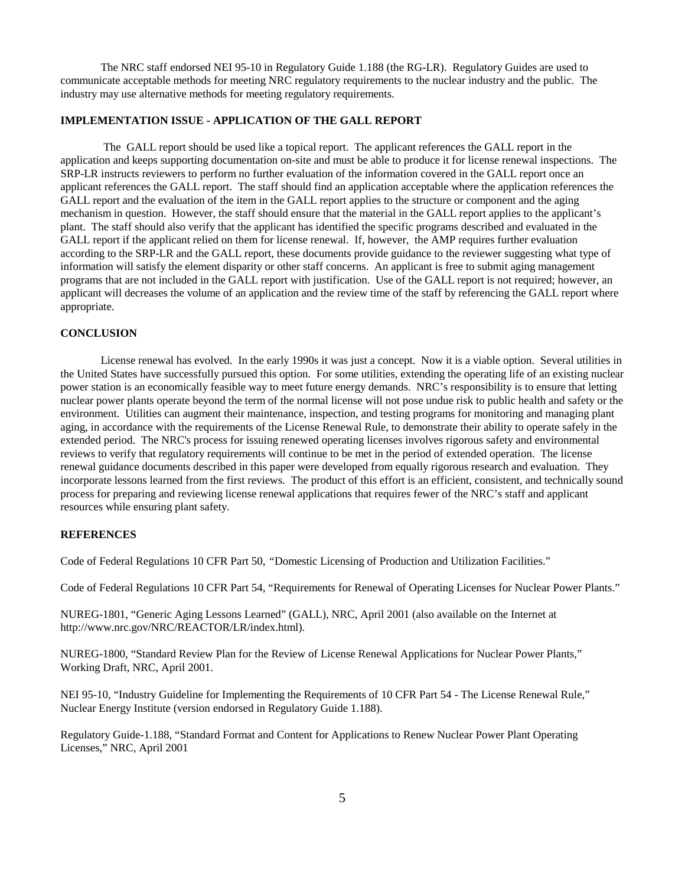The NRC staff endorsed NEI 95-10 in Regulatory Guide 1.188 (the RG-LR). Regulatory Guides are used to communicate acceptable methods for meeting NRC regulatory requirements to the nuclear industry and the public. The industry may use alternative methods for meeting regulatory requirements.

**IMPLEMENTATION ISSUE - APPLICATION OF THE GALL REPORT**

The GALL report should be used like a topical report. The applicant references the GALL report in the application and keeps supporting documentation on-site and must be able to produce it for license renewal inspections. The SRP-LR instructs reviewers to perform no further evaluation of the information covered in the GALL report once an applicant references the GALL report. The staff should find an application acceptable where the application references the GALL report and the evaluation of the item in the GALL report applies to the structure or component and the aging mechanism in question. However, the staff should ensure that the material in the GALL report applies to the applicant's plant. The staff should also verify that the applicant has identified the specific programs described and evaluated in the GALL report if the applicant relied on them for license renewal. If, however, the AMP requires further evaluation according to the SRP-LR and the GALL report, these documents provide guidance to the reviewer suggesting what type of information will satisfy the element disparity or other staff concerns. An applicant is free to submit aging management programs that are not included in the GALL report with justification. Use of the GALL report is not required; however, an applicant will decreases the volume of an application and the review time of the staff by referencing the GALL report where appropriate.

**CONCLUSION**

License renewal has evolved. In the early 1990s it was just a concept. Now it is a viable option. Several utilities in the United States have successfully pursued this option. For some utilities, extending the operating life of an existing nuclear power station is an economically feasible way to meet future energy demands. NRC's responsibility is to ensure that letting nuclear power plants operate beyond the term of the normal license will not pose undue risk to public health and safety or the environment. Utilities can augment their maintenance, inspection, and testing programs for monitoring and managing plant aging, in accordance with the requirements of the License Renewal Rule, to demonstrate their ability to operate safely in the extended period. The NRC's process for issuing renewed operating licenses involves rigorous safety and environmental reviews to verify that regulatory requirements will continue to be met in the period of extended operation. The license renewal guidance documents described in this paper were developed from equally rigorous research and evaluation. They incorporate lessons learned from the first reviews. The product of this effort is an efficient, consistent, and technically sound process for preparing and reviewing license renewal applications that requires fewer of the NRC's staff and applicant resources while ensuring plant safety.

**REFERENCES**

Code of Federal Regulations 10 CFR Part 50, "Domestic Licensing of Production and Utilization Facilities."

Code of Federal Regulations 10 CFR Part 54, "Requirements for Renewal of Operating Licenses for Nuclear Power Plants."

NUREG-1801, "Generic Aging Lessons Learned" (GALL), NRC, April 2001 (also available on the Internet at http://www.nrc.gov/NRC/REACTOR/LR/index.html).

NUREG-1800, "Standard Review Plan for the Review of License Renewal Applications for Nuclear Power Plants," Working Draft, NRC, April 2001.

NEI 95-10, "Industry Guideline for Implementing the Requirements of 10 CFR Part 54 - The License Renewal Rule," Nuclear Energy Institute (version endorsed in Regulatory Guide 1.188).

Regulatory Guide-1.188, "Standard Format and Content for Applications to Renew Nuclear Power Plant Operating Licenses," NRC, April 2001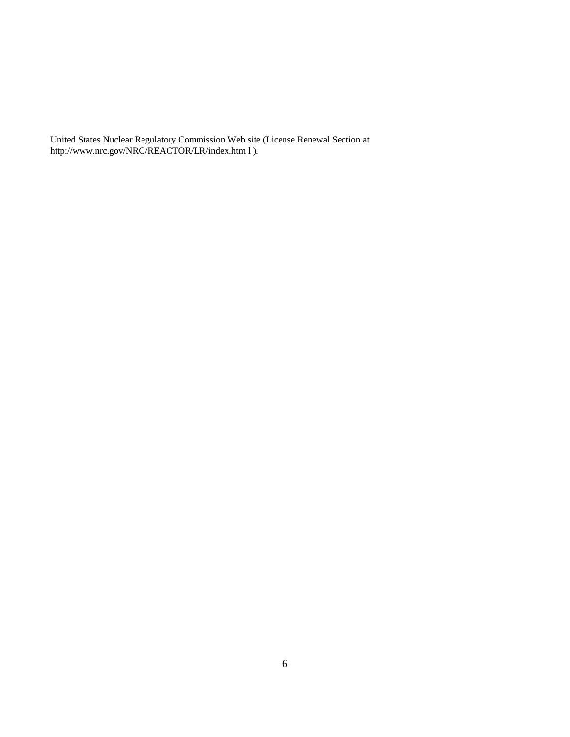United States Nuclear Regulatory Commission Web site (License Renewal Section at http://www.nrc.gov/NRC/REACTOR/LR/index.htm l ).